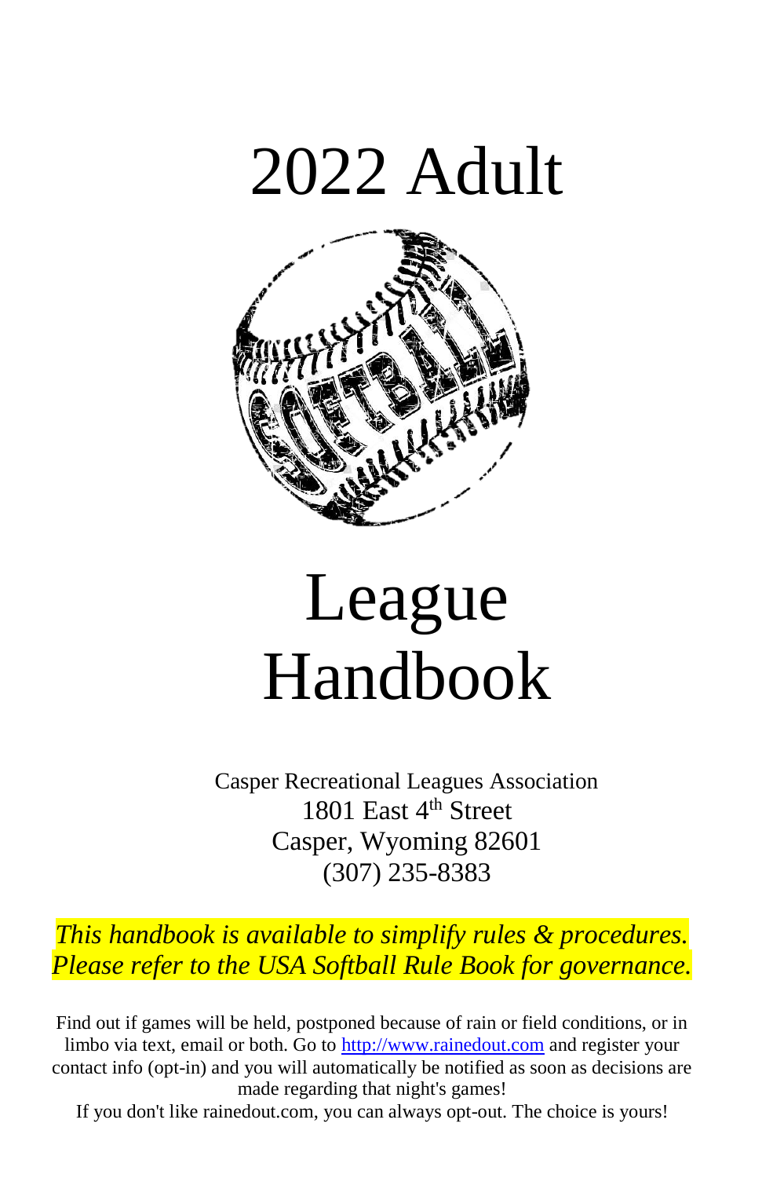# 2022 Adult

# League Handbook

Casper Recreational Leagues Association
1801 East 4th Street
Casper, Wyoming 82601
(307) 235-8383

*This handbook is available to simplify rules & procedures. Please refer to the USA Softball Rule Book for governance.*

Find out if games will be held, postponed because of rain or field conditions, or in limbo via text, email or both. Go to http://www.rainedout.com and register your contact info (opt-in) and you will automatically be notified as soon as decisions are made regarding that night's games!

If you don't like rainedout.com, you can always opt-out. The choice is yours!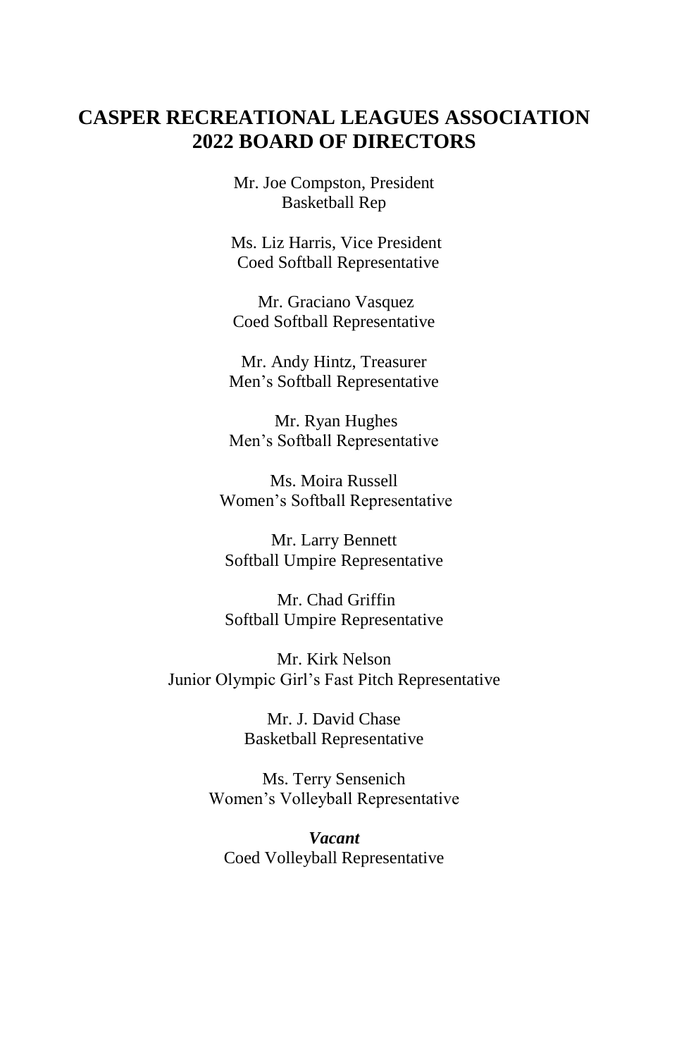# CASPER RECREATIONAL LEAGUES ASSOCIATION
# 2022 BOARD OF DIRECTORS

Mr. Joe Compston, President
Basketball Rep

Ms. Liz Harris, Vice President
Coed Softball Representative

Mr. Graciano Vasquez
Coed Softball Representative

Mr. Andy Hintz, Treasurer
Men's Softball Representative

Mr. Ryan Hughes
Men's Softball Representative

Ms. Moira Russell
Women's Softball Representative

Mr. Larry Bennett
Softball Umpire Representative

Mr. Chad Griffin
Softball Umpire Representative

Mr. Kirk Nelson
Junior Olympic Girl's Fast Pitch Representative

Mr. J. David Chase
Basketball Representative

Ms. Terry Sensenich
Women's Volleyball Representative

***Vacant***
Coed Volleyball Representative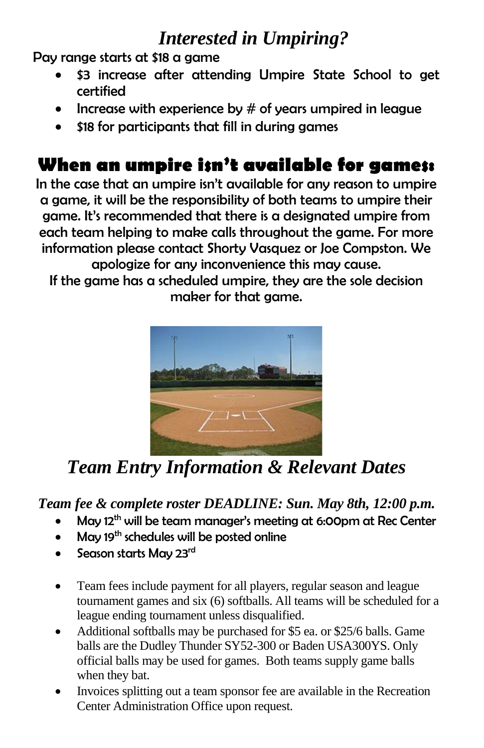# *Interested in Umpiring?*

Pay range starts at $18 a game

- $3 increase after attending Umpire State School to get certified
- Increase with experience by # of years umpired in league
- $18 for participants that fill in during games

## When an umpire isn't available for games:

In the case that an umpire isn't available for any reason to umpire a game, it will be the responsibility of both teams to umpire their game. It's recommended that there is a designated umpire from each team helping to make calls throughout the game. For more information please contact Shorty Vasquez or Joe Compston. We apologize for any inconvenience this may cause.

If the game has a scheduled umpire, they are the sole decision maker for that game.

# *Team Entry Information & Relevant Dates*

### *Team fee & complete roster DEADLINE: Sun. May 8th, 12:00 p.m.*

- May 12th will be team manager's meeting at 6:00pm at Rec Center
- May 19th schedules will be posted online
- Season starts May 23rd

- Team fees include payment for all players, regular season and league tournament games and six (6) softballs. All teams will be scheduled for a league ending tournament unless disqualified.
- Additional softballs may be purchased for $5 ea. or $25/6 balls. Game balls are the Dudley Thunder SY52-300 or Baden USA300YS. Only official balls may be used for games. Both teams supply game balls when they bat.
- Invoices splitting out a team sponsor fee are available in the Recreation Center Administration Office upon request.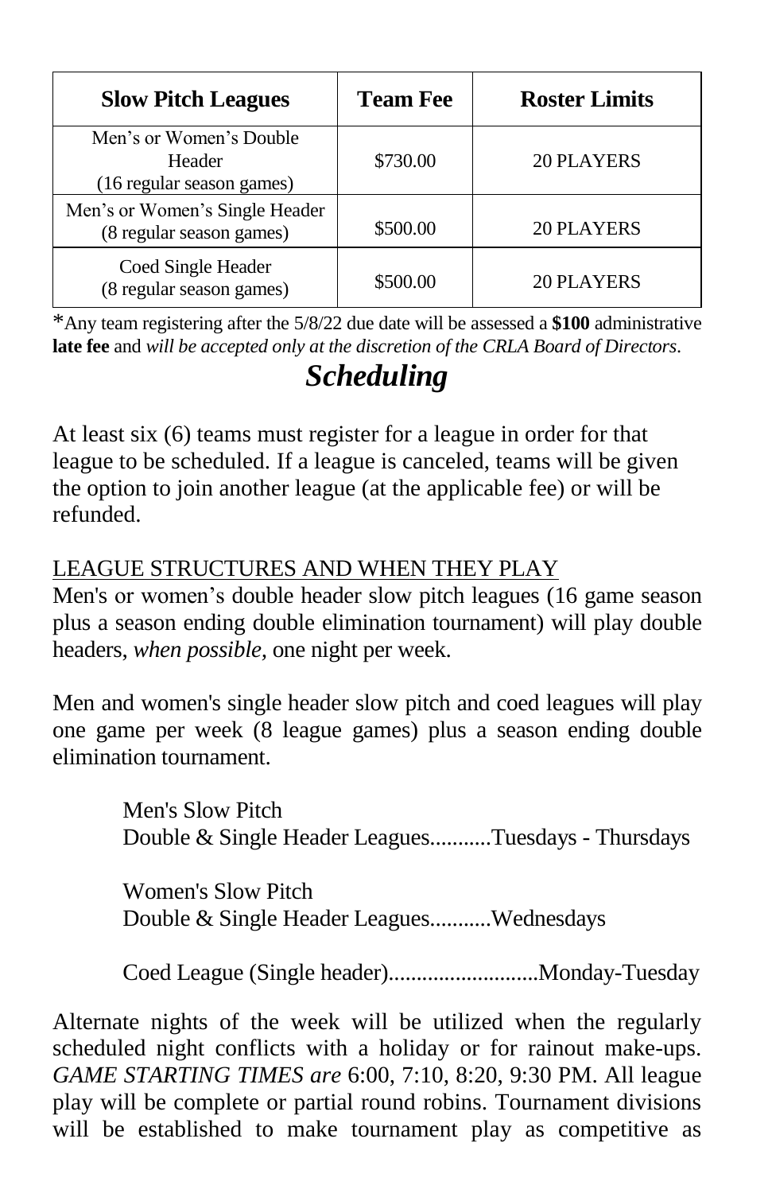| **Slow Pitch Leagues** | **Team Fee** | **Roster Limits** |
|---|---|---|
| Men's or Women's Double Header (16 regular season games) | $730.00 | 20 PLAYERS |
| Men's or Women's Single Header (8 regular season games) | $500.00 | 20 PLAYERS |
| Coed Single Header (8 regular season games) | $500.00 | 20 PLAYERS |

*Any team registering after the 5/8/22 due date will be assessed a **$100** administrative **late fee** and *will be accepted only at the discretion of the CRLA Board of Directors*.

## *Scheduling*

At least six (6) teams must register for a league in order for that league to be scheduled. If a league is canceled, teams will be given the option to join another league (at the applicable fee) or will be refunded.

LEAGUE STRUCTURES AND WHEN THEY PLAY

Men's or women's double header slow pitch leagues (16 game season plus a season ending double elimination tournament) will play double headers, *when possible*, one night per week.

Men and women's single header slow pitch and coed leagues will play one game per week (8 league games) plus a season ending double elimination tournament.

Men's Slow Pitch
Double & Single Header Leagues...........Tuesdays - Thursdays

Women's Slow Pitch
Double & Single Header Leagues...........Wednesdays

Coed League (Single header)...........................Monday-Tuesday

Alternate nights of the week will be utilized when the regularly scheduled night conflicts with a holiday or for rainout make-ups. *GAME STARTING TIMES are* 6:00, 7:10, 8:20, 9:30 PM. All league play will be complete or partial round robins. Tournament divisions will be established to make tournament play as competitive as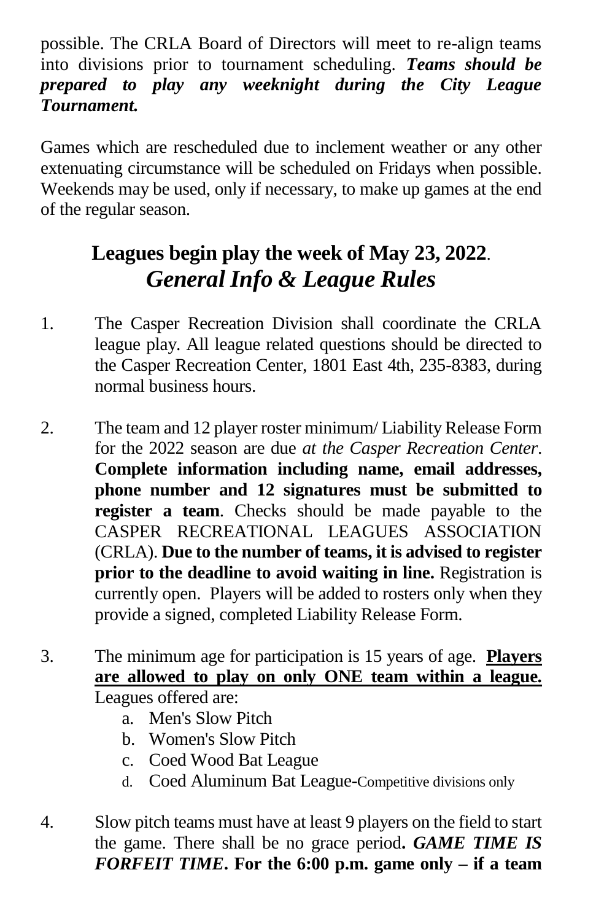possible. The CRLA Board of Directors will meet to re-align teams into divisions prior to tournament scheduling. ***Teams should be prepared to play any weeknight during the City League Tournament.***

Games which are rescheduled due to inclement weather or any other extenuating circumstance will be scheduled on Fridays when possible. Weekends may be used, only if necessary, to make up games at the end of the regular season.

## **Leagues begin play the week of May 23, 2022**.

## ***General Info & League Rules***

1. The Casper Recreation Division shall coordinate the CRLA league play. All league related questions should be directed to the Casper Recreation Center, 1801 East 4th, 235-8383, during normal business hours.

2. The team and 12 player roster minimum/ Liability Release Form for the 2022 season are due *at the Casper Recreation Center*. **Complete information including name, email addresses, phone number and 12 signatures must be submitted to register a team**. Checks should be made payable to the CASPER RECREATIONAL LEAGUES ASSOCIATION (CRLA). **Due to the number of teams, it is advised to register prior to the deadline to avoid waiting in line.** Registration is currently open. Players will be added to rosters only when they provide a signed, completed Liability Release Form.

3. The minimum age for participation is 15 years of age. **<u>Players are allowed to play on only ONE team within a league.</u>** Leagues offered are:
   a. Men's Slow Pitch
   b. Women's Slow Pitch
   c. Coed Wood Bat League
   d. Coed Aluminum Bat League-Competitive divisions only

4. Slow pitch teams must have at least 9 players on the field to start the game. There shall be no grace period**. *GAME TIME IS FORFEIT TIME*. For the 6:00 p.m. game only – if a team**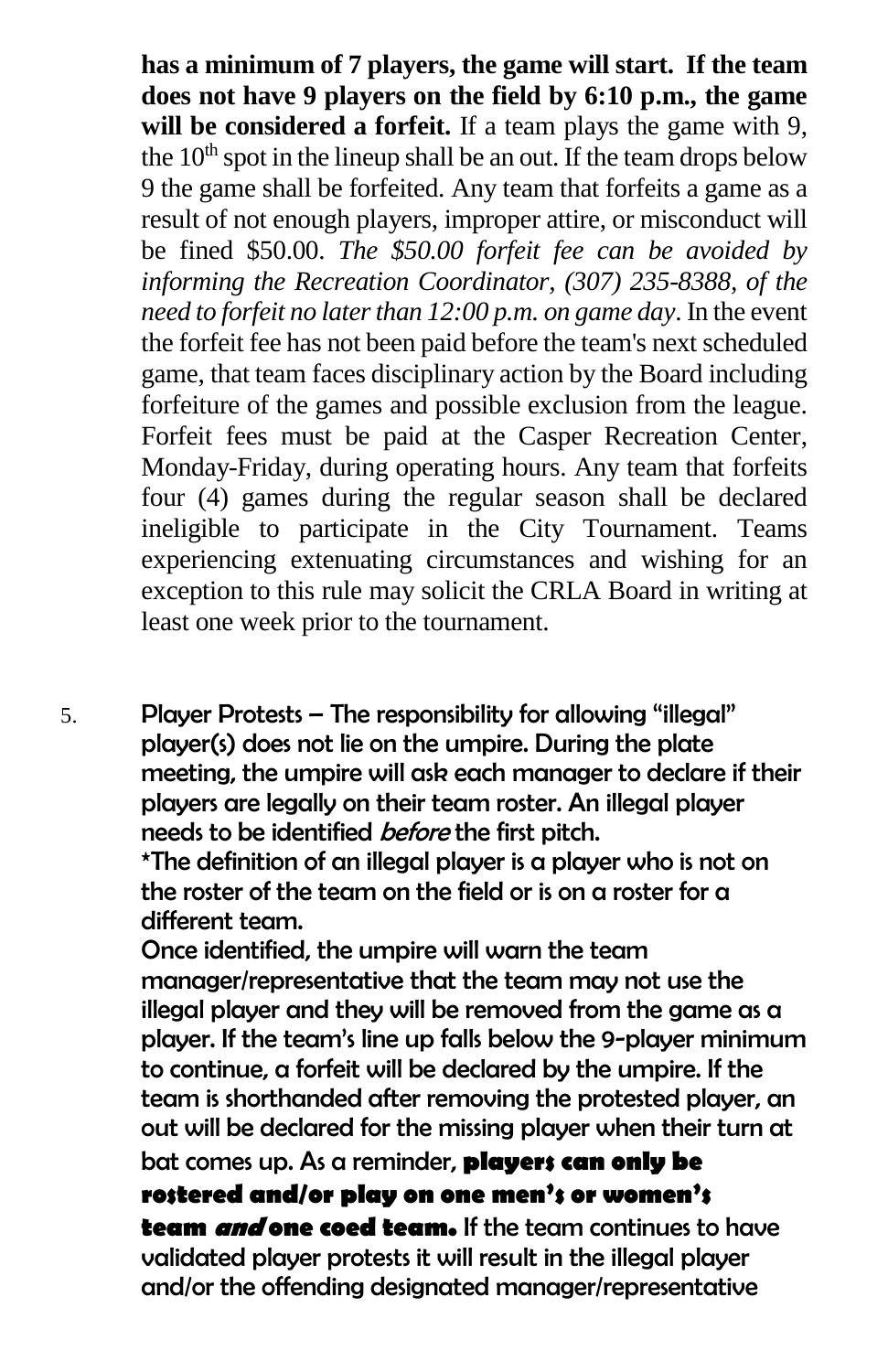**has a minimum of 7 players, the game will start. If the team does not have 9 players on the field by 6:10 p.m., the game will be considered a forfeit.** If a team plays the game with 9, the 10th spot in the lineup shall be an out. If the team drops below 9 the game shall be forfeited. Any team that forfeits a game as a result of not enough players, improper attire, or misconduct will be fined $50.00. *The $50.00 forfeit fee can be avoided by informing the Recreation Coordinator, (307) 235-8388, of the need to forfeit no later than 12:00 p.m. on game day*. In the event the forfeit fee has not been paid before the team's next scheduled game, that team faces disciplinary action by the Board including forfeiture of the games and possible exclusion from the league. Forfeit fees must be paid at the Casper Recreation Center, Monday-Friday, during operating hours. Any team that forfeits four (4) games during the regular season shall be declared ineligible to participate in the City Tournament. Teams experiencing extenuating circumstances and wishing for an exception to this rule may solicit the CRLA Board in writing at least one week prior to the tournament.

5. Player Protests – The responsibility for allowing "illegal" player(s) does not lie on the umpire. During the plate meeting, the umpire will ask each manager to declare if their players are legally on their team roster. An illegal player needs to be identified *before* the first pitch.
   *The definition of an illegal player is a player who is not on the roster of the team on the field or is on a roster for a different team.
   Once identified, the umpire will warn the team manager/representative that the team may not use the illegal player and they will be removed from the game as a player. If the team's line up falls below the 9-player minimum to continue, a forfeit will be declared by the umpire. If the team is shorthanded after removing the protested player, an out will be declared for the missing player when their turn at bat comes up. As a reminder, **players can only be rostered and/or play on one men's or women's team *and* one coed team.** If the team continues to have validated player protests it will result in the illegal player and/or the offending designated manager/representative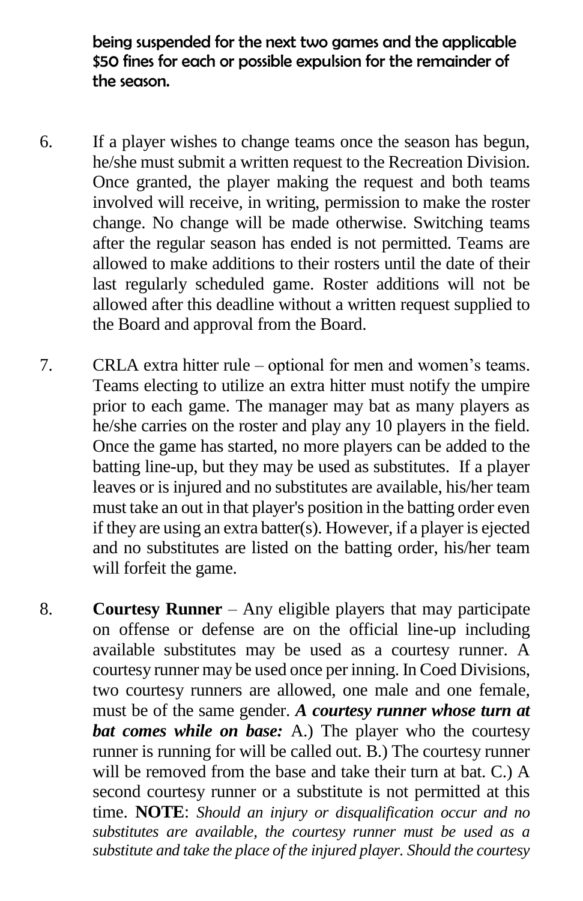**being suspended for the next two games and the applicable $50 fines for each or possible expulsion for the remainder of the season.**

6. If a player wishes to change teams once the season has begun, he/she must submit a written request to the Recreation Division. Once granted, the player making the request and both teams involved will receive, in writing, permission to make the roster change. No change will be made otherwise. Switching teams after the regular season has ended is not permitted. Teams are allowed to make additions to their rosters until the date of their last regularly scheduled game. Roster additions will not be allowed after this deadline without a written request supplied to the Board and approval from the Board.

7. CRLA extra hitter rule – optional for men and women's teams. Teams electing to utilize an extra hitter must notify the umpire prior to each game. The manager may bat as many players as he/she carries on the roster and play any 10 players in the field. Once the game has started, no more players can be added to the batting line-up, but they may be used as substitutes. If a player leaves or is injured and no substitutes are available, his/her team must take an out in that player's position in the batting order even if they are using an extra batter(s). However, if a player is ejected and no substitutes are listed on the batting order, his/her team will forfeit the game.

8. **Courtesy Runner** – Any eligible players that may participate on offense or defense are on the official line-up including available substitutes may be used as a courtesy runner. A courtesy runner may be used once per inning. In Coed Divisions, two courtesy runners are allowed, one male and one female, must be of the same gender. ***A courtesy runner whose turn at bat comes while on base:*** A.) The player who the courtesy runner is running for will be called out. B.) The courtesy runner will be removed from the base and take their turn at bat. C.) A second courtesy runner or a substitute is not permitted at this time. **NOTE**: *Should an injury or disqualification occur and no substitutes are available, the courtesy runner must be used as a substitute and take the place of the injured player. Should the courtesy*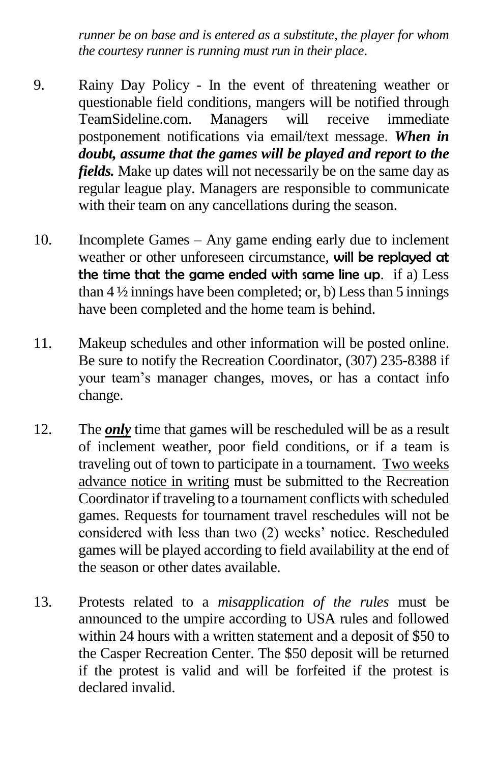*runner be on base and is entered as a substitute, the player for whom the courtesy runner is running must run in their place.*

9. Rainy Day Policy - In the event of threatening weather or questionable field conditions, mangers will be notified through TeamSideline.com. Managers will receive immediate postponement notifications via email/text message. ***When in doubt, assume that the games will be played and report to the fields.*** Make up dates will not necessarily be on the same day as regular league play. Managers are responsible to communicate with their team on any cancellations during the season.

10. Incomplete Games – Any game ending early due to inclement weather or other unforeseen circumstance, **will be replayed at the time that the game ended with same line up**. if a) Less than 4 ½ innings have been completed; or, b) Less than 5 innings have been completed and the home team is behind.

11. Makeup schedules and other information will be posted online. Be sure to notify the Recreation Coordinator, (307) 235-8388 if your team's manager changes, moves, or has a contact info change.

12. The ***only*** time that games will be rescheduled will be as a result of inclement weather, poor field conditions, or if a team is traveling out of town to participate in a tournament. Two weeks advance notice in writing must be submitted to the Recreation Coordinator if traveling to a tournament conflicts with scheduled games. Requests for tournament travel reschedules will not be considered with less than two (2) weeks' notice. Rescheduled games will be played according to field availability at the end of the season or other dates available.

13. Protests related to a *misapplication of the rules* must be announced to the umpire according to USA rules and followed within 24 hours with a written statement and a deposit of $50 to the Casper Recreation Center. The $50 deposit will be returned if the protest is valid and will be forfeited if the protest is declared invalid.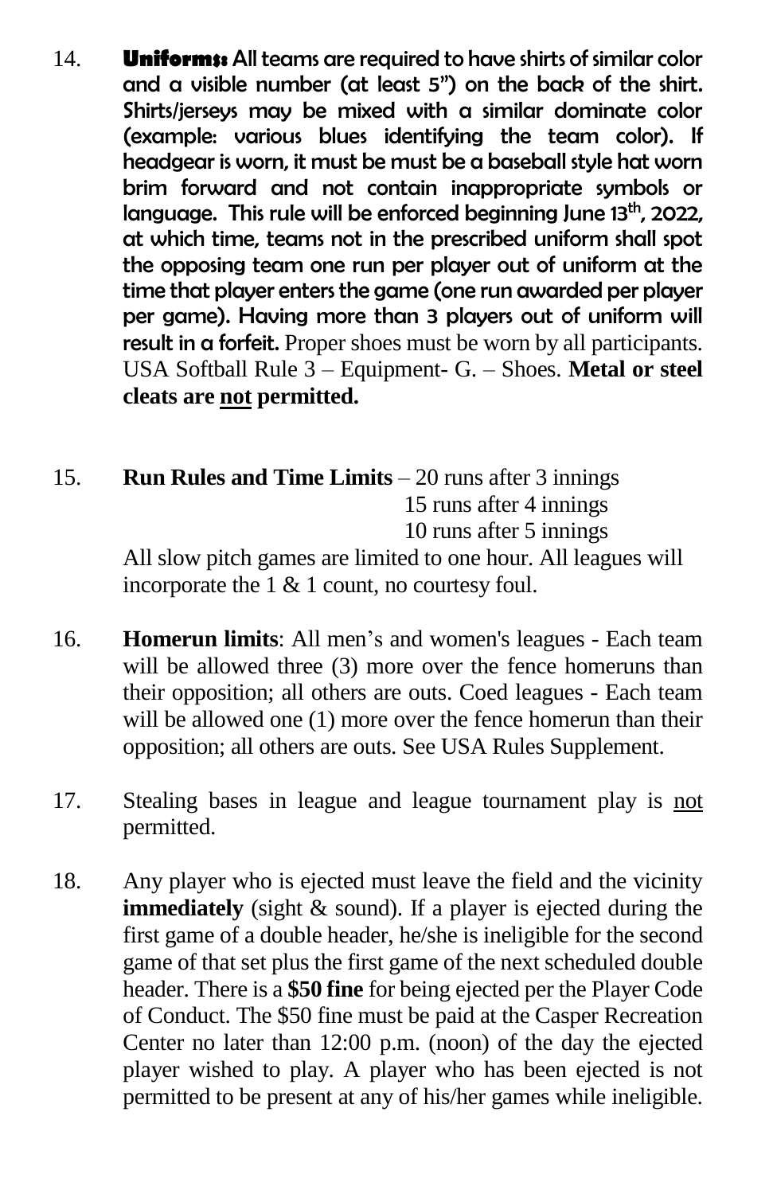14. **Uniforms:** All teams are required to have shirts of similar color and a visible number (at least 5") on the back of the shirt. Shirts/jerseys may be mixed with a similar dominate color (example: various blues identifying the team color). If headgear is worn, it must be must be a baseball style hat worn brim forward and not contain inappropriate symbols or language. This rule will be enforced beginning June 13th, 2022, at which time, teams not in the prescribed uniform shall spot the opposing team one run per player out of uniform at the time that player enters the game (one run awarded per player per game). Having more than 3 players out of uniform will result in a forfeit. Proper shoes must be worn by all participants. USA Softball Rule 3 – Equipment- G. – Shoes. **Metal or steel cleats are <u>not</u> permitted.**

15. **Run Rules and Time Limits** – 20 runs after 3 innings
    15 runs after 4 innings
    10 runs after 5 innings

    All slow pitch games are limited to one hour. All leagues will incorporate the 1 & 1 count, no courtesy foul.

16. **Homerun limits**: All men's and women's leagues - Each team will be allowed three (3) more over the fence homeruns than their opposition; all others are outs. Coed leagues - Each team will be allowed one (1) more over the fence homerun than their opposition; all others are outs. See USA Rules Supplement.

17. Stealing bases in league and league tournament play is <u>not</u> permitted.

18. Any player who is ejected must leave the field and the vicinity **immediately** (sight & sound). If a player is ejected during the first game of a double header, he/she is ineligible for the second game of that set plus the first game of the next scheduled double header. There is a **$50 fine** for being ejected per the Player Code of Conduct. The $50 fine must be paid at the Casper Recreation Center no later than 12:00 p.m. (noon) of the day the ejected player wished to play. A player who has been ejected is not permitted to be present at any of his/her games while ineligible.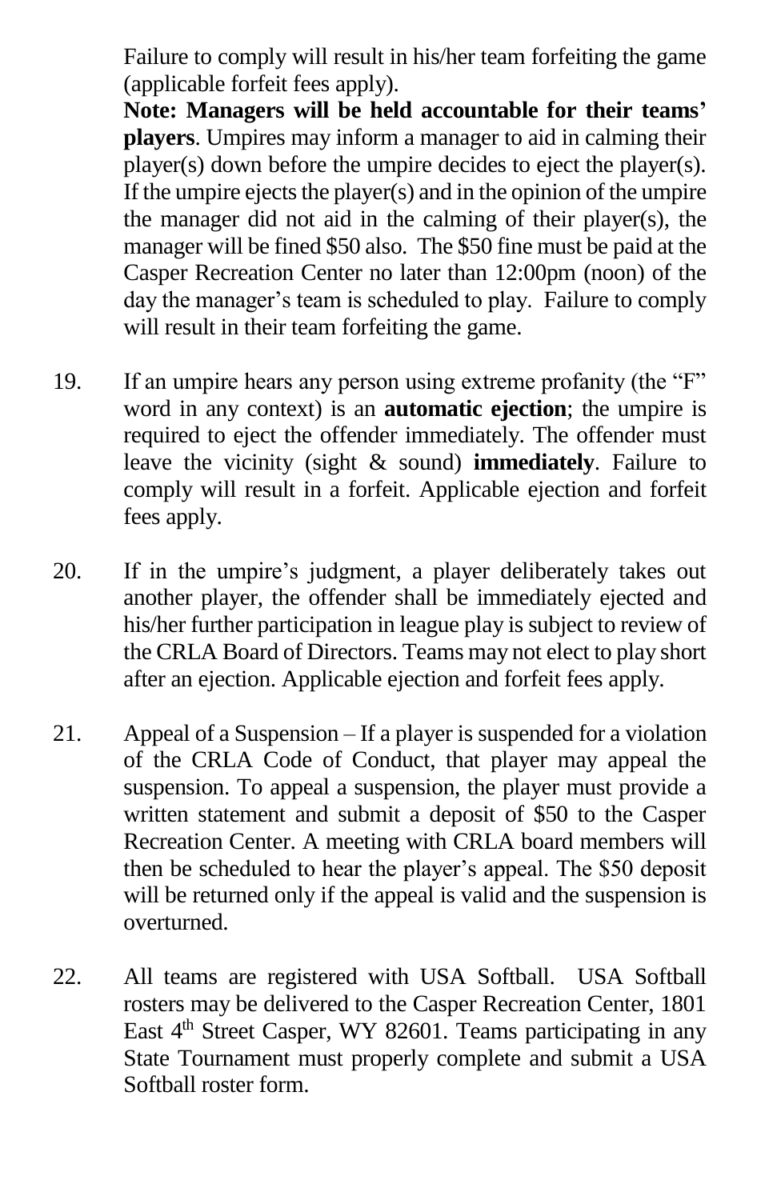Failure to comply will result in his/her team forfeiting the game (applicable forfeit fees apply).

**Note: Managers will be held accountable for their teams' players**. Umpires may inform a manager to aid in calming their player(s) down before the umpire decides to eject the player(s). If the umpire ejects the player(s) and in the opinion of the umpire the manager did not aid in the calming of their player(s), the manager will be fined $50 also. The $50 fine must be paid at the Casper Recreation Center no later than 12:00pm (noon) of the day the manager's team is scheduled to play. Failure to comply will result in their team forfeiting the game.

19. If an umpire hears any person using extreme profanity (the "F" word in any context) is an **automatic ejection**; the umpire is required to eject the offender immediately. The offender must leave the vicinity (sight & sound) **immediately**. Failure to comply will result in a forfeit. Applicable ejection and forfeit fees apply.

20. If in the umpire's judgment, a player deliberately takes out another player, the offender shall be immediately ejected and his/her further participation in league play is subject to review of the CRLA Board of Directors. Teams may not elect to play short after an ejection. Applicable ejection and forfeit fees apply.

21. Appeal of a Suspension – If a player is suspended for a violation of the CRLA Code of Conduct, that player may appeal the suspension. To appeal a suspension, the player must provide a written statement and submit a deposit of $50 to the Casper Recreation Center. A meeting with CRLA board members will then be scheduled to hear the player's appeal. The $50 deposit will be returned only if the appeal is valid and the suspension is overturned.

22. All teams are registered with USA Softball. USA Softball rosters may be delivered to the Casper Recreation Center, 1801 East 4th Street Casper, WY 82601. Teams participating in any State Tournament must properly complete and submit a USA Softball roster form.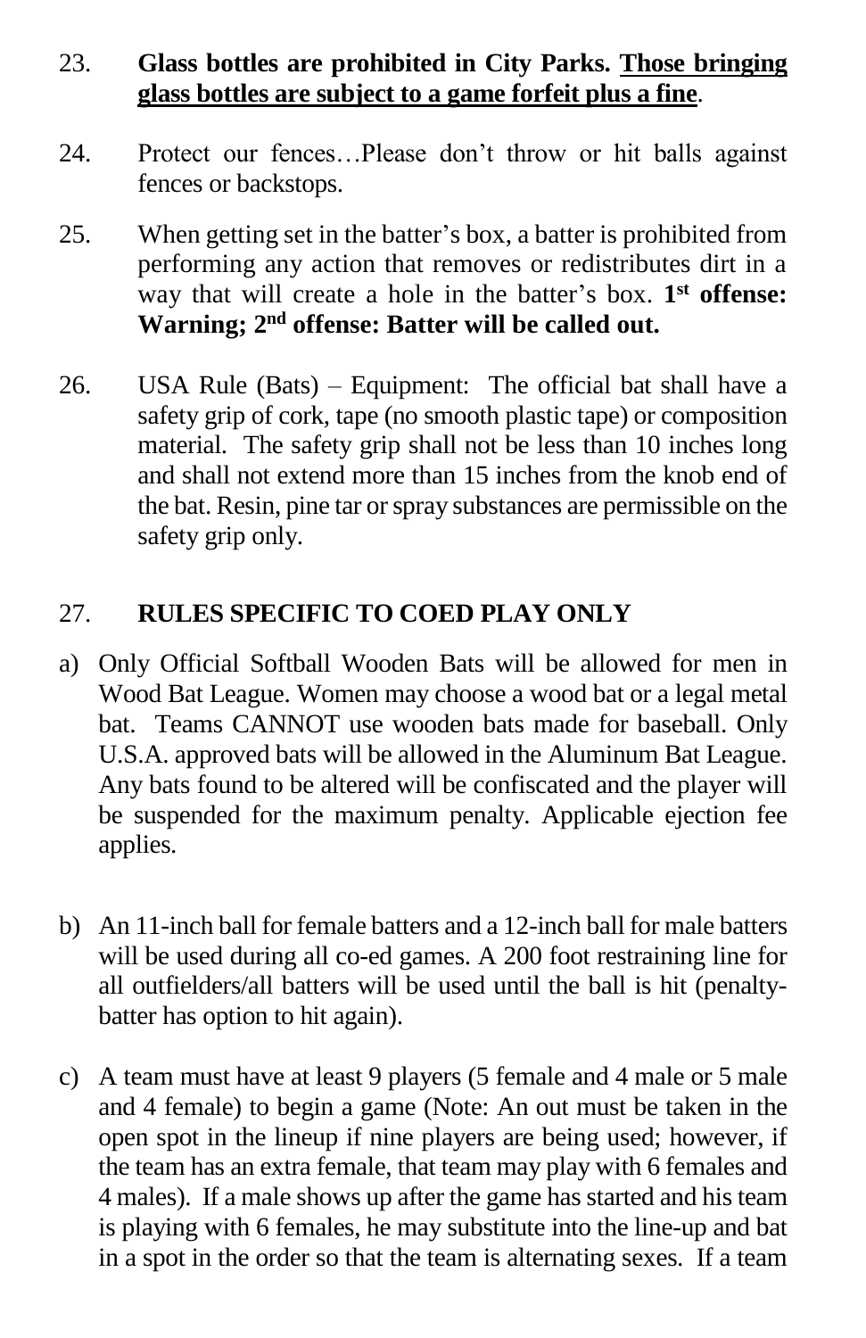23. **Glass bottles are prohibited in City Parks. <u>Those bringing glass bottles are subject to a game forfeit plus a fine</u>**.

24. Protect our fences…Please don't throw or hit balls against fences or backstops.

25. When getting set in the batter's box, a batter is prohibited from performing any action that removes or redistributes dirt in a way that will create a hole in the batter's box. **1st offense: Warning; 2nd offense: Batter will be called out.**

26. USA Rule (Bats) – Equipment: The official bat shall have a safety grip of cork, tape (no smooth plastic tape) or composition material. The safety grip shall not be less than 10 inches long and shall not extend more than 15 inches from the knob end of the bat. Resin, pine tar or spray substances are permissible on the safety grip only.

27. **RULES SPECIFIC TO COED PLAY ONLY**

a) Only Official Softball Wooden Bats will be allowed for men in Wood Bat League. Women may choose a wood bat or a legal metal bat. Teams CANNOT use wooden bats made for baseball. Only U.S.A. approved bats will be allowed in the Aluminum Bat League. Any bats found to be altered will be confiscated and the player will be suspended for the maximum penalty. Applicable ejection fee applies.

b) An 11-inch ball for female batters and a 12-inch ball for male batters will be used during all co-ed games. A 200 foot restraining line for all outfielders/all batters will be used until the ball is hit (penalty-batter has option to hit again).

c) A team must have at least 9 players (5 female and 4 male or 5 male and 4 female) to begin a game (Note: An out must be taken in the open spot in the lineup if nine players are being used; however, if the team has an extra female, that team may play with 6 females and 4 males). If a male shows up after the game has started and his team is playing with 6 females, he may substitute into the line-up and bat in a spot in the order so that the team is alternating sexes. If a team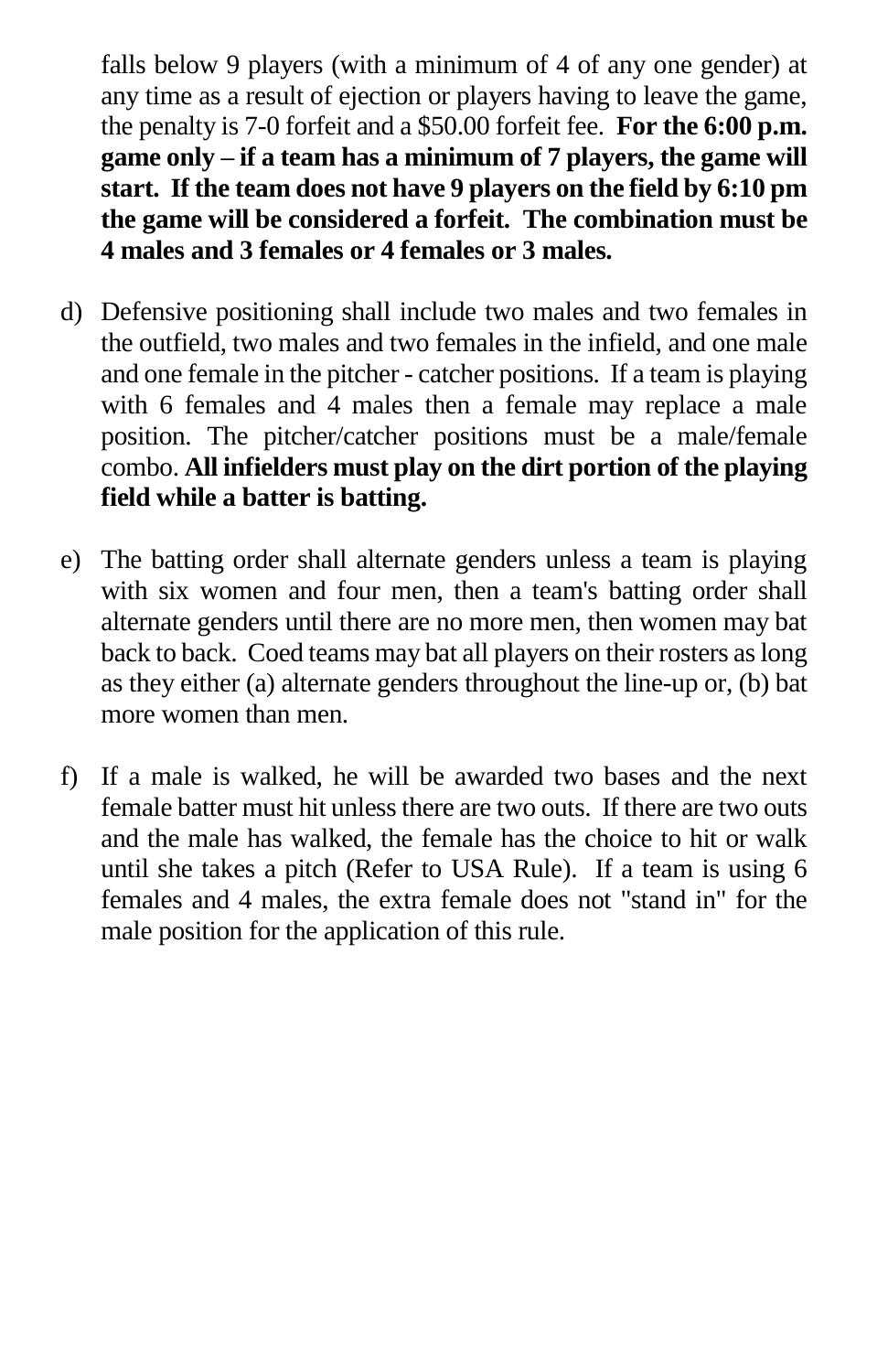falls below 9 players (with a minimum of 4 of any one gender) at any time as a result of ejection or players having to leave the game, the penalty is 7-0 forfeit and a $50.00 forfeit fee. **For the 6:00 p.m. game only – if a team has a minimum of 7 players, the game will start. If the team does not have 9 players on the field by 6:10 pm the game will be considered a forfeit. The combination must be 4 males and 3 females or 4 females or 3 males.**

d) Defensive positioning shall include two males and two females in the outfield, two males and two females in the infield, and one male and one female in the pitcher - catcher positions. If a team is playing with 6 females and 4 males then a female may replace a male position. The pitcher/catcher positions must be a male/female combo. **All infielders must play on the dirt portion of the playing field while a batter is batting.**

e) The batting order shall alternate genders unless a team is playing with six women and four men, then a team's batting order shall alternate genders until there are no more men, then women may bat back to back. Coed teams may bat all players on their rosters as long as they either (a) alternate genders throughout the line-up or, (b) bat more women than men.

f) If a male is walked, he will be awarded two bases and the next female batter must hit unless there are two outs. If there are two outs and the male has walked, the female has the choice to hit or walk until she takes a pitch (Refer to USA Rule). If a team is using 6 females and 4 males, the extra female does not "stand in" for the male position for the application of this rule.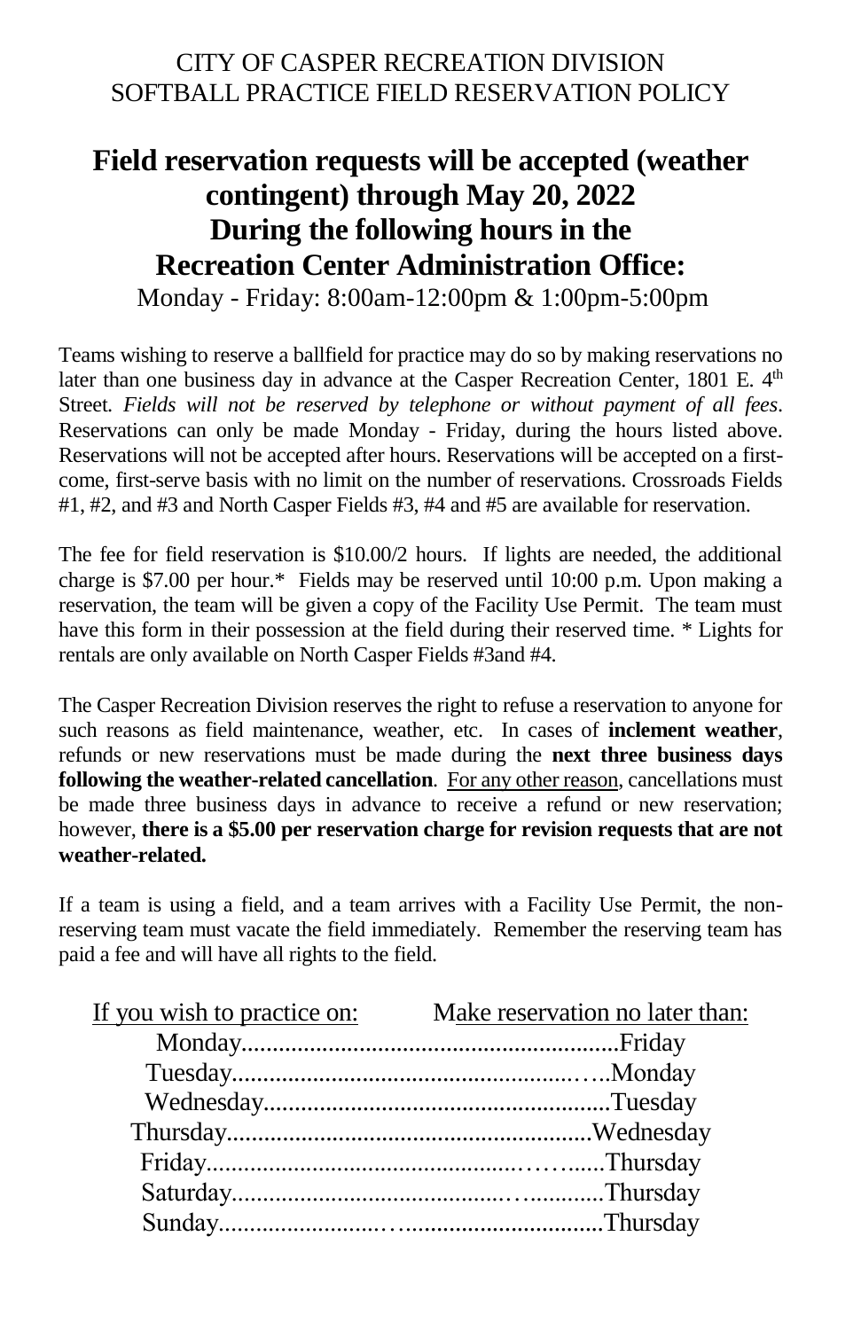CITY OF CASPER RECREATION DIVISION
SOFTBALL PRACTICE FIELD RESERVATION POLICY

# Field reservation requests will be accepted (weather contingent) through May 20, 2022 During the following hours in the Recreation Center Administration Office:

Monday - Friday: 8:00am-12:00pm & 1:00pm-5:00pm

Teams wishing to reserve a ballfield for practice may do so by making reservations no later than one business day in advance at the Casper Recreation Center, 1801 E. 4th Street. *Fields will not be reserved by telephone or without payment of all fees*. Reservations can only be made Monday - Friday, during the hours listed above. Reservations will not be accepted after hours. Reservations will be accepted on a first-come, first-serve basis with no limit on the number of reservations. Crossroads Fields #1, #2, and #3 and North Casper Fields #3, #4 and #5 are available for reservation.

The fee for field reservation is $10.00/2 hours. If lights are needed, the additional charge is $7.00 per hour.* Fields may be reserved until 10:00 p.m. Upon making a reservation, the team will be given a copy of the Facility Use Permit. The team must have this form in their possession at the field during their reserved time. * Lights for rentals are only available on North Casper Fields #3and #4.

The Casper Recreation Division reserves the right to refuse a reservation to anyone for such reasons as field maintenance, weather, etc. In cases of **inclement weather**, refunds or new reservations must be made during the **next three business days following the weather-related cancellation**. For any other reason, cancellations must be made three business days in advance to receive a refund or new reservation; however, **there is a $5.00 per reservation charge for revision requests that are not weather-related.**

If a team is using a field, and a team arrives with a Facility Use Permit, the non-reserving team must vacate the field immediately. Remember the reserving team has paid a fee and will have all rights to the field.

| If you wish to practice on: | Make reservation no later than: |
|---|---|
| Monday | Friday |
| Tuesday | Monday |
| Wednesday | Tuesday |
| Thursday | Wednesday |
| Friday | Thursday |
| Saturday | Thursday |
| Sunday | Thursday |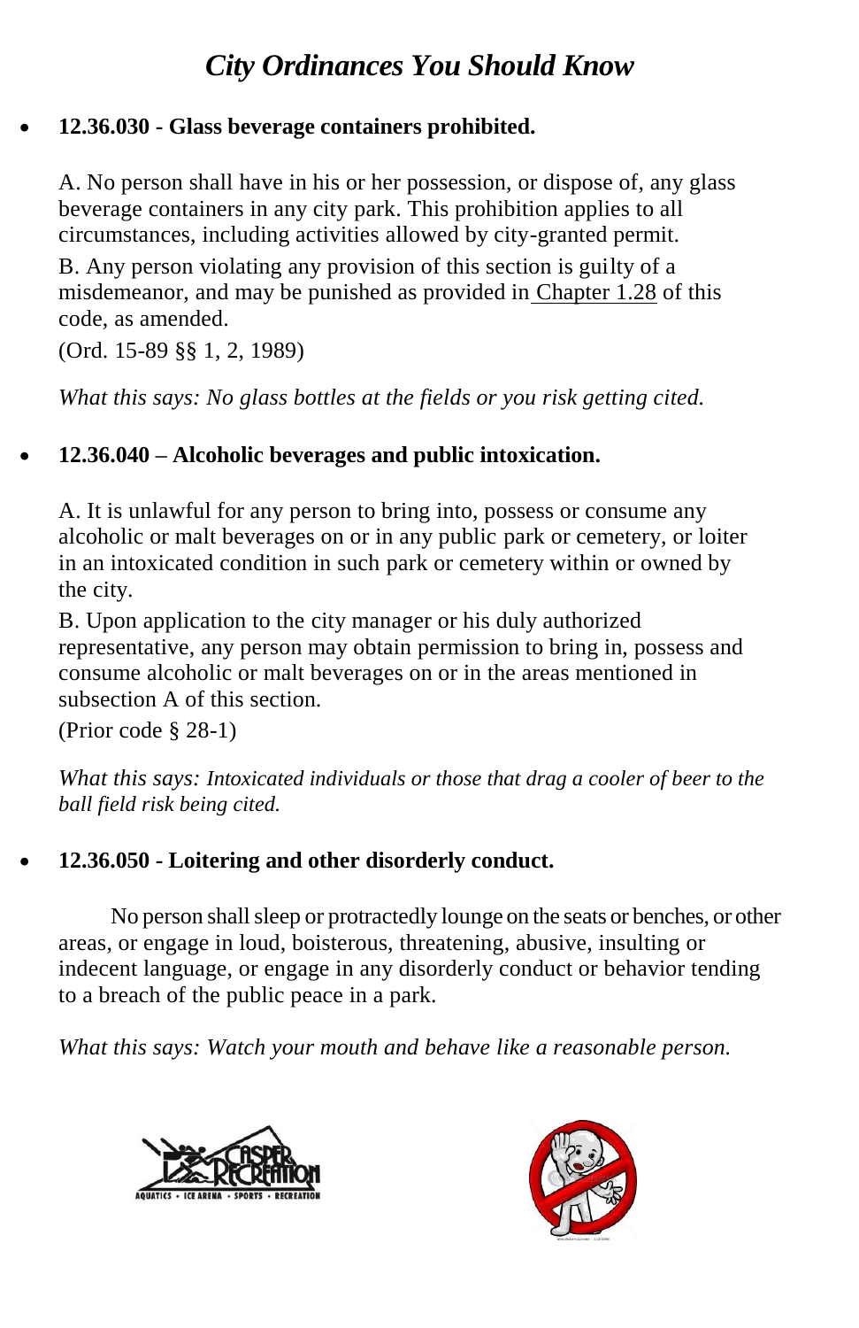# *City Ordinances You Should Know*

- **12.36.030 - Glass beverage containers prohibited.**

  A. No person shall have in his or her possession, or dispose of, any glass beverage containers in any city park. This prohibition applies to all circumstances, including activities allowed by city-granted permit.

  B. Any person violating any provision of this section is guilty of a misdemeanor, and may be punished as provided in Chapter 1.28 of this code, as amended.

  (Ord. 15-89 §§ 1, 2, 1989)

  *What this says: No glass bottles at the fields or you risk getting cited.*

- **12.36.040 – Alcoholic beverages and public intoxication.**

  A. It is unlawful for any person to bring into, possess or consume any alcoholic or malt beverages on or in any public park or cemetery, or loiter in an intoxicated condition in such park or cemetery within or owned by the city.

  B. Upon application to the city manager or his duly authorized representative, any person may obtain permission to bring in, possess and consume alcoholic or malt beverages on or in the areas mentioned in subsection A of this section.

  (Prior code § 28-1)

  *What this says: Intoxicated individuals or those that drag a cooler of beer to the ball field risk being cited.*

- **12.36.050 - Loitering and other disorderly conduct.**

  No person shall sleep or protractedly lounge on the seats or benches, or other areas, or engage in loud, boisterous, threatening, abusive, insulting or indecent language, or engage in any disorderly conduct or behavior tending to a breach of the public peace in a park.

  *What this says: Watch your mouth and behave like a reasonable person.*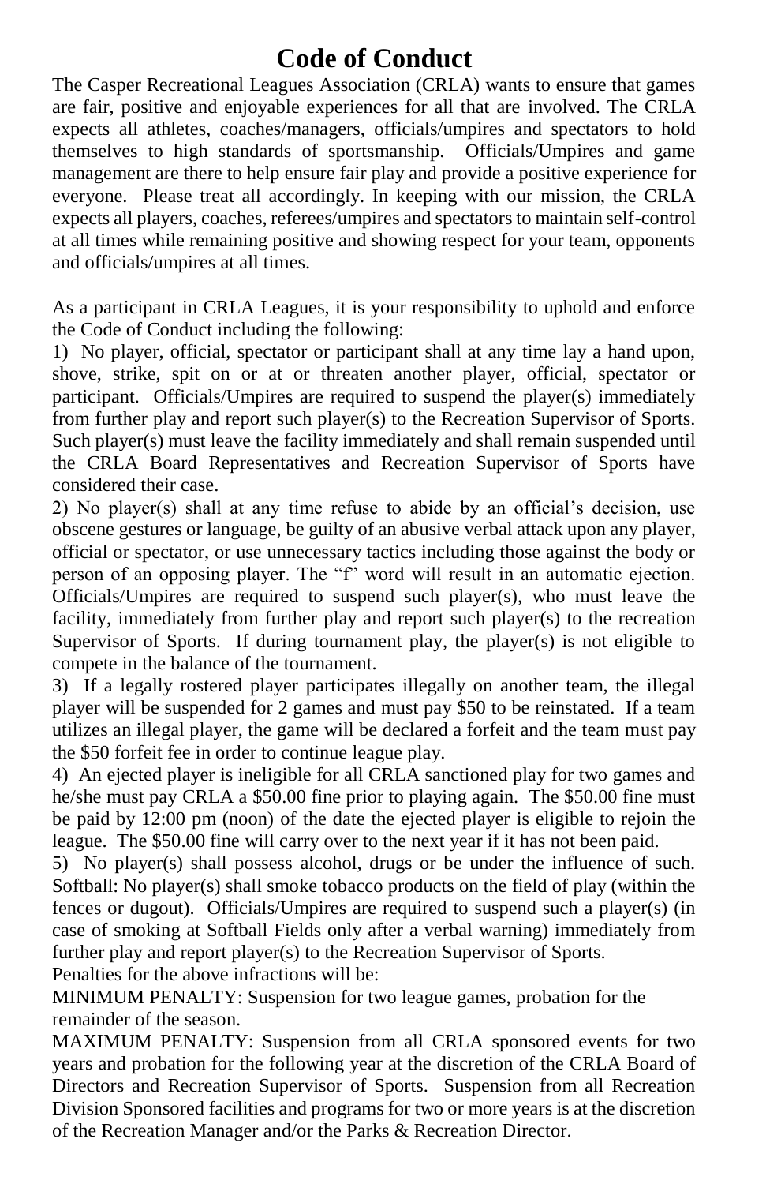# Code of Conduct

The Casper Recreational Leagues Association (CRLA) wants to ensure that games are fair, positive and enjoyable experiences for all that are involved. The CRLA expects all athletes, coaches/managers, officials/umpires and spectators to hold themselves to high standards of sportsmanship. Officials/Umpires and game management are there to help ensure fair play and provide a positive experience for everyone. Please treat all accordingly. In keeping with our mission, the CRLA expects all players, coaches, referees/umpires and spectators to maintain self-control at all times while remaining positive and showing respect for your team, opponents and officials/umpires at all times.

As a participant in CRLA Leagues, it is your responsibility to uphold and enforce the Code of Conduct including the following:

1) No player, official, spectator or participant shall at any time lay a hand upon, shove, strike, spit on or at or threaten another player, official, spectator or participant. Officials/Umpires are required to suspend the player(s) immediately from further play and report such player(s) to the Recreation Supervisor of Sports. Such player(s) must leave the facility immediately and shall remain suspended until the CRLA Board Representatives and Recreation Supervisor of Sports have considered their case.

2) No player(s) shall at any time refuse to abide by an official's decision, use obscene gestures or language, be guilty of an abusive verbal attack upon any player, official or spectator, or use unnecessary tactics including those against the body or person of an opposing player. The "f" word will result in an automatic ejection. Officials/Umpires are required to suspend such player(s), who must leave the facility, immediately from further play and report such player(s) to the recreation Supervisor of Sports. If during tournament play, the player(s) is not eligible to compete in the balance of the tournament.

3) If a legally rostered player participates illegally on another team, the illegal player will be suspended for 2 games and must pay $50 to be reinstated. If a team utilizes an illegal player, the game will be declared a forfeit and the team must pay the $50 forfeit fee in order to continue league play.

4) An ejected player is ineligible for all CRLA sanctioned play for two games and he/she must pay CRLA a $50.00 fine prior to playing again. The $50.00 fine must be paid by 12:00 pm (noon) of the date the ejected player is eligible to rejoin the league. The $50.00 fine will carry over to the next year if it has not been paid.

5) No player(s) shall possess alcohol, drugs or be under the influence of such. Softball: No player(s) shall smoke tobacco products on the field of play (within the fences or dugout). Officials/Umpires are required to suspend such a player(s) (in case of smoking at Softball Fields only after a verbal warning) immediately from further play and report player(s) to the Recreation Supervisor of Sports.

Penalties for the above infractions will be:

MINIMUM PENALTY: Suspension for two league games, probation for the remainder of the season.

MAXIMUM PENALTY: Suspension from all CRLA sponsored events for two years and probation for the following year at the discretion of the CRLA Board of Directors and Recreation Supervisor of Sports. Suspension from all Recreation Division Sponsored facilities and programs for two or more years is at the discretion of the Recreation Manager and/or the Parks & Recreation Director.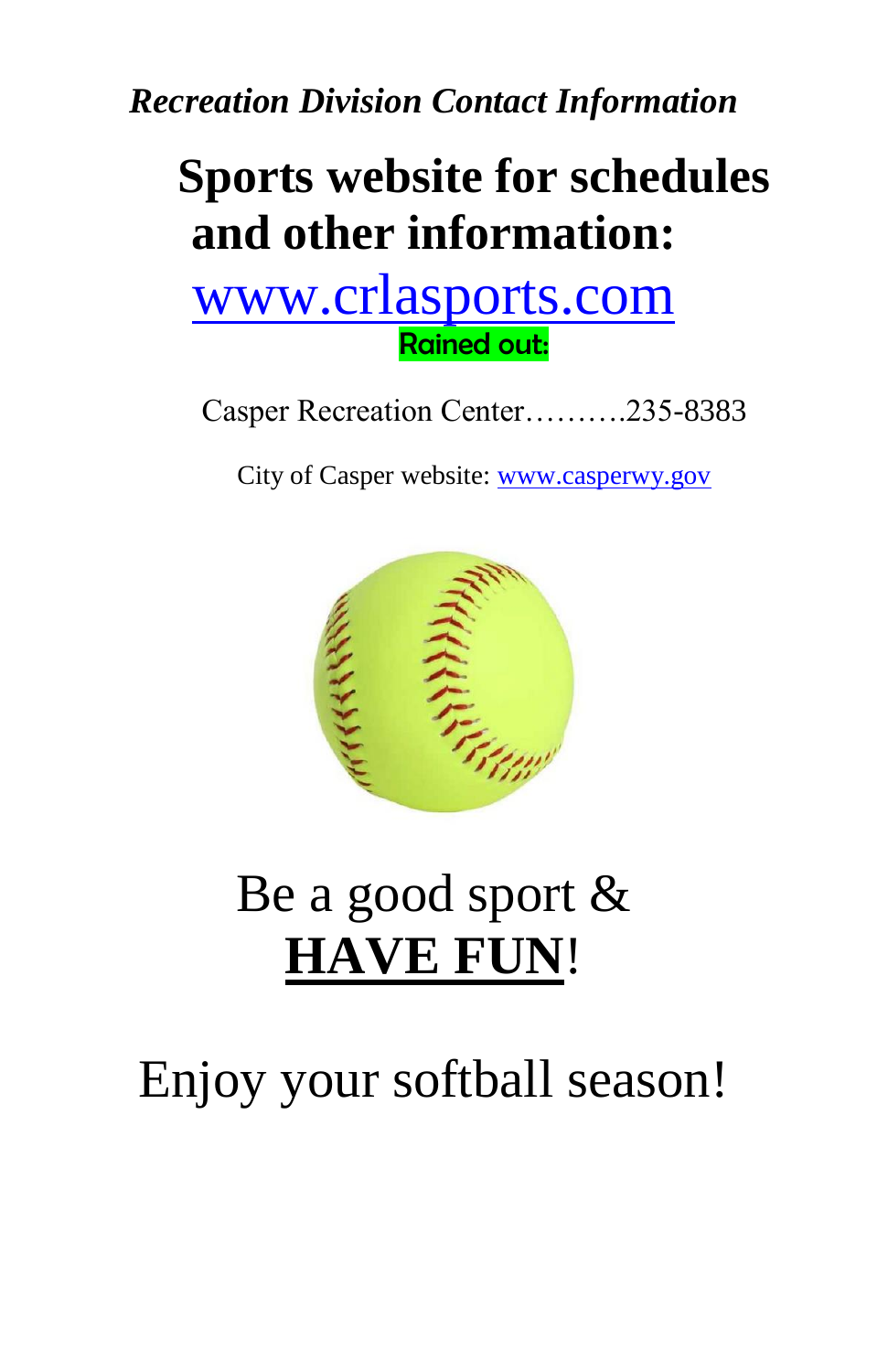*Recreation Division Contact Information*

**Sports website for schedules and other information:**

www.crlasports.com

Rained out:

Casper Recreation Center……….235-8383

City of Casper website: www.casperwy.gov

Be a good sport & **HAVE FUN**!

Enjoy your softball season!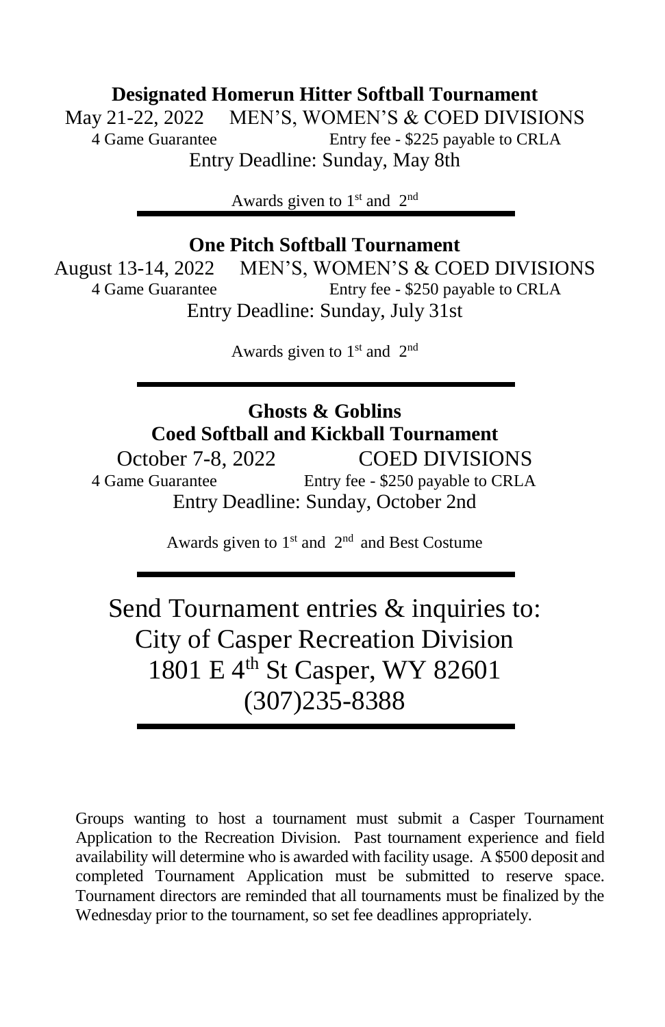## Designated Homerun Hitter Softball Tournament

May 21-22, 2022 MEN'S, WOMEN'S & COED DIVISIONS

4 Game Guarantee Entry fee - $225 payable to CRLA

Entry Deadline: Sunday, May 8th

Awards given to 1st and 2nd

---

## One Pitch Softball Tournament

August 13-14, 2022 MEN'S, WOMEN'S & COED DIVISIONS

4 Game Guarantee Entry fee - $250 payable to CRLA

Entry Deadline: Sunday, July 31st

Awards given to 1st and 2nd

---

## Ghosts & Goblins
## Coed Softball and Kickball Tournament

October 7-8, 2022 COED DIVISIONS

4 Game Guarantee Entry fee - $250 payable to CRLA

Entry Deadline: Sunday, October 2nd

Awards given to 1st and 2nd and Best Costume

---

Send Tournament entries & inquiries to:
City of Casper Recreation Division
1801 E 4th St Casper, WY 82601
(307)235-8388

---

Groups wanting to host a tournament must submit a Casper Tournament Application to the Recreation Division. Past tournament experience and field availability will determine who is awarded with facility usage. A $500 deposit and completed Tournament Application must be submitted to reserve space. Tournament directors are reminded that all tournaments must be finalized by the Wednesday prior to the tournament, so set fee deadlines appropriately.